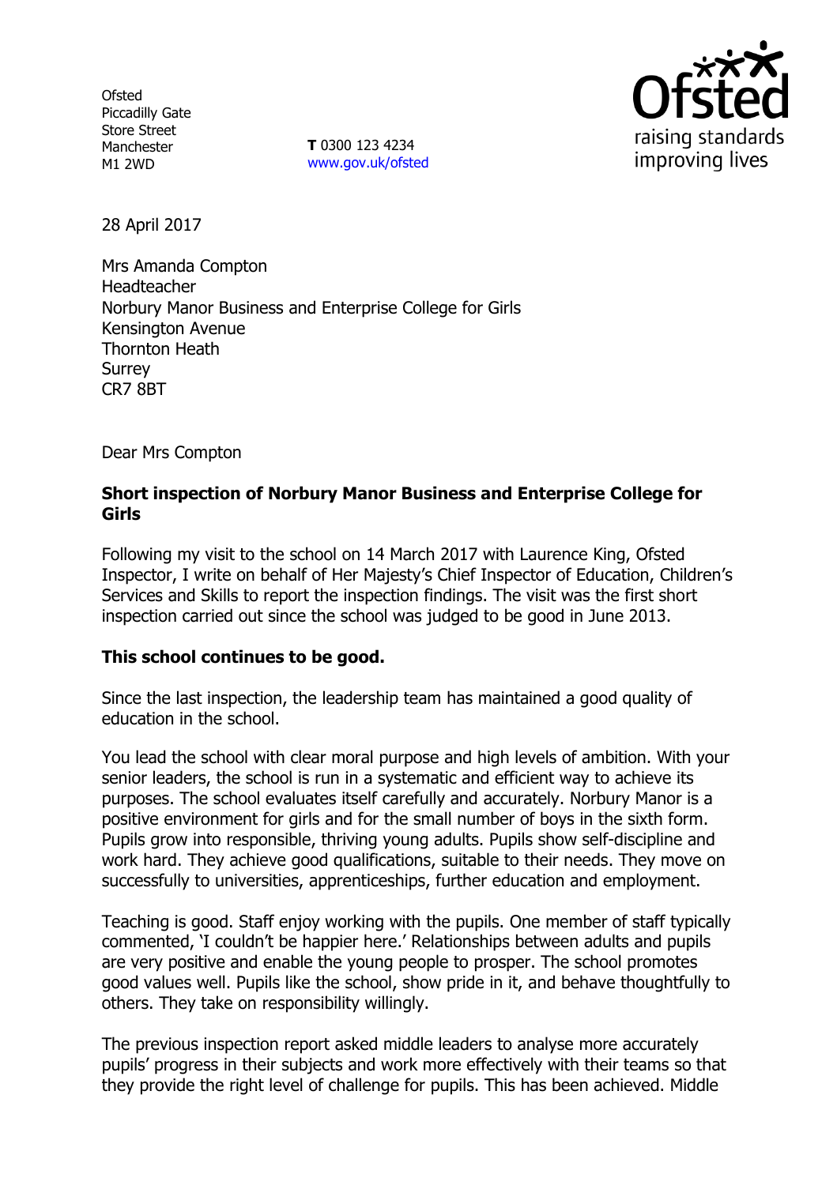Ofsted
Piccadilly Gate
Store Street
Manchester
M1 2WD

**T** 0300 123 4234
www.gov.uk/ofsted

28 April 2017

Mrs Amanda Compton
Headteacher
Norbury Manor Business and Enterprise College for Girls
Kensington Avenue
Thornton Heath
Surrey
CR7 8BT

Dear Mrs Compton

**Short inspection of Norbury Manor Business and Enterprise College for Girls**

Following my visit to the school on 14 March 2017 with Laurence King, Ofsted Inspector, I write on behalf of Her Majesty's Chief Inspector of Education, Children's Services and Skills to report the inspection findings. The visit was the first short inspection carried out since the school was judged to be good in June 2013.

**This school continues to be good.**

Since the last inspection, the leadership team has maintained a good quality of education in the school.

You lead the school with clear moral purpose and high levels of ambition. With your senior leaders, the school is run in a systematic and efficient way to achieve its purposes. The school evaluates itself carefully and accurately. Norbury Manor is a positive environment for girls and for the small number of boys in the sixth form. Pupils grow into responsible, thriving young adults. Pupils show self-discipline and work hard. They achieve good qualifications, suitable to their needs. They move on successfully to universities, apprenticeships, further education and employment.

Teaching is good. Staff enjoy working with the pupils. One member of staff typically commented, 'I couldn't be happier here.' Relationships between adults and pupils are very positive and enable the young people to prosper. The school promotes good values well. Pupils like the school, show pride in it, and behave thoughtfully to others. They take on responsibility willingly.

The previous inspection report asked middle leaders to analyse more accurately pupils' progress in their subjects and work more effectively with their teams so that they provide the right level of challenge for pupils. This has been achieved. Middle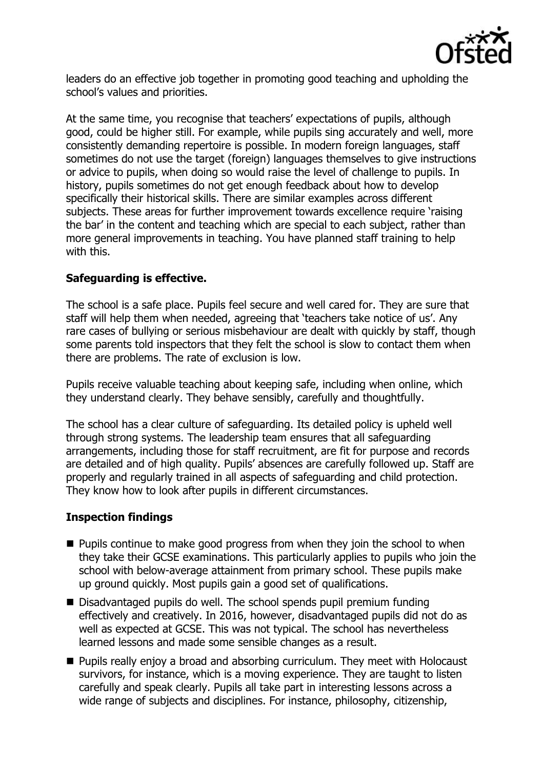leaders do an effective job together in promoting good teaching and upholding the school's values and priorities.

At the same time, you recognise that teachers' expectations of pupils, although good, could be higher still. For example, while pupils sing accurately and well, more consistently demanding repertoire is possible. In modern foreign languages, staff sometimes do not use the target (foreign) languages themselves to give instructions or advice to pupils, when doing so would raise the level of challenge to pupils. In history, pupils sometimes do not get enough feedback about how to develop specifically their historical skills. There are similar examples across different subjects. These areas for further improvement towards excellence require 'raising the bar' in the content and teaching which are special to each subject, rather than more general improvements in teaching. You have planned staff training to help with this.

**Safeguarding is effective.**

The school is a safe place. Pupils feel secure and well cared for. They are sure that staff will help them when needed, agreeing that 'teachers take notice of us'. Any rare cases of bullying or serious misbehaviour are dealt with quickly by staff, though some parents told inspectors that they felt the school is slow to contact them when there are problems. The rate of exclusion is low.

Pupils receive valuable teaching about keeping safe, including when online, which they understand clearly. They behave sensibly, carefully and thoughtfully.

The school has a clear culture of safeguarding. Its detailed policy is upheld well through strong systems. The leadership team ensures that all safeguarding arrangements, including those for staff recruitment, are fit for purpose and records are detailed and of high quality. Pupils' absences are carefully followed up. Staff are properly and regularly trained in all aspects of safeguarding and child protection. They know how to look after pupils in different circumstances.

**Inspection findings**

- Pupils continue to make good progress from when they join the school to when they take their GCSE examinations. This particularly applies to pupils who join the school with below-average attainment from primary school. These pupils make up ground quickly. Most pupils gain a good set of qualifications.
- Disadvantaged pupils do well. The school spends pupil premium funding effectively and creatively. In 2016, however, disadvantaged pupils did not do as well as expected at GCSE. This was not typical. The school has nevertheless learned lessons and made some sensible changes as a result.
- Pupils really enjoy a broad and absorbing curriculum. They meet with Holocaust survivors, for instance, which is a moving experience. They are taught to listen carefully and speak clearly. Pupils all take part in interesting lessons across a wide range of subjects and disciplines. For instance, philosophy, citizenship,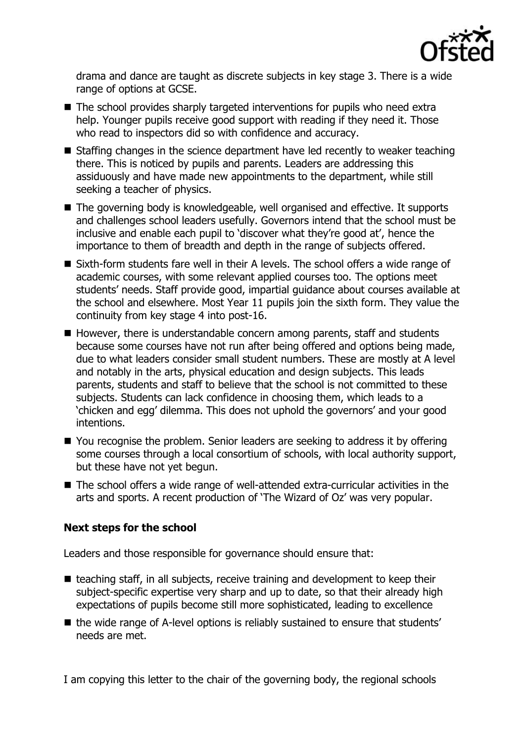drama and dance are taught as discrete subjects in key stage 3. There is a wide range of options at GCSE.

- The school provides sharply targeted interventions for pupils who need extra help. Younger pupils receive good support with reading if they need it. Those who read to inspectors did so with confidence and accuracy.
- Staffing changes in the science department have led recently to weaker teaching there. This is noticed by pupils and parents. Leaders are addressing this assiduously and have made new appointments to the department, while still seeking a teacher of physics.
- The governing body is knowledgeable, well organised and effective. It supports and challenges school leaders usefully. Governors intend that the school must be inclusive and enable each pupil to 'discover what they're good at', hence the importance to them of breadth and depth in the range of subjects offered.
- Sixth-form students fare well in their A levels. The school offers a wide range of academic courses, with some relevant applied courses too. The options meet students' needs. Staff provide good, impartial guidance about courses available at the school and elsewhere. Most Year 11 pupils join the sixth form. They value the continuity from key stage 4 into post-16.
- However, there is understandable concern among parents, staff and students because some courses have not run after being offered and options being made, due to what leaders consider small student numbers. These are mostly at A level and notably in the arts, physical education and design subjects. This leads parents, students and staff to believe that the school is not committed to these subjects. Students can lack confidence in choosing them, which leads to a 'chicken and egg' dilemma. This does not uphold the governors' and your good intentions.
- You recognise the problem. Senior leaders are seeking to address it by offering some courses through a local consortium of schools, with local authority support, but these have not yet begun.
- The school offers a wide range of well-attended extra-curricular activities in the arts and sports. A recent production of 'The Wizard of Oz' was very popular.

### Next steps for the school

Leaders and those responsible for governance should ensure that:

- teaching staff, in all subjects, receive training and development to keep their subject-specific expertise very sharp and up to date, so that their already high expectations of pupils become still more sophisticated, leading to excellence
- the wide range of A-level options is reliably sustained to ensure that students' needs are met.

I am copying this letter to the chair of the governing body, the regional schools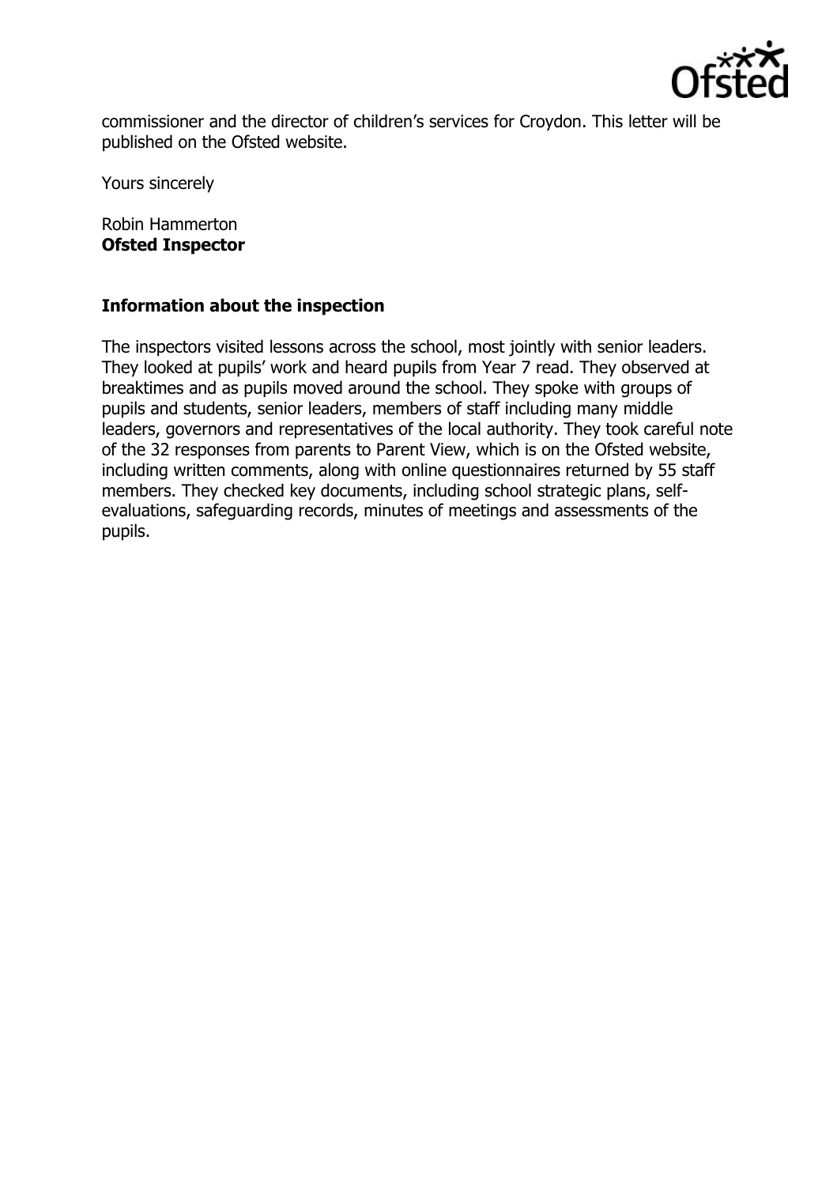commissioner and the director of children's services for Croydon. This letter will be published on the Ofsted website.

Yours sincerely

Robin Hammerton
**Ofsted Inspector**

## Information about the inspection

The inspectors visited lessons across the school, most jointly with senior leaders. They looked at pupils' work and heard pupils from Year 7 read. They observed at breaktimes and as pupils moved around the school. They spoke with groups of pupils and students, senior leaders, members of staff including many middle leaders, governors and representatives of the local authority. They took careful note of the 32 responses from parents to Parent View, which is on the Ofsted website, including written comments, along with online questionnaires returned by 55 staff members. They checked key documents, including school strategic plans, self-evaluations, safeguarding records, minutes of meetings and assessments of the pupils.